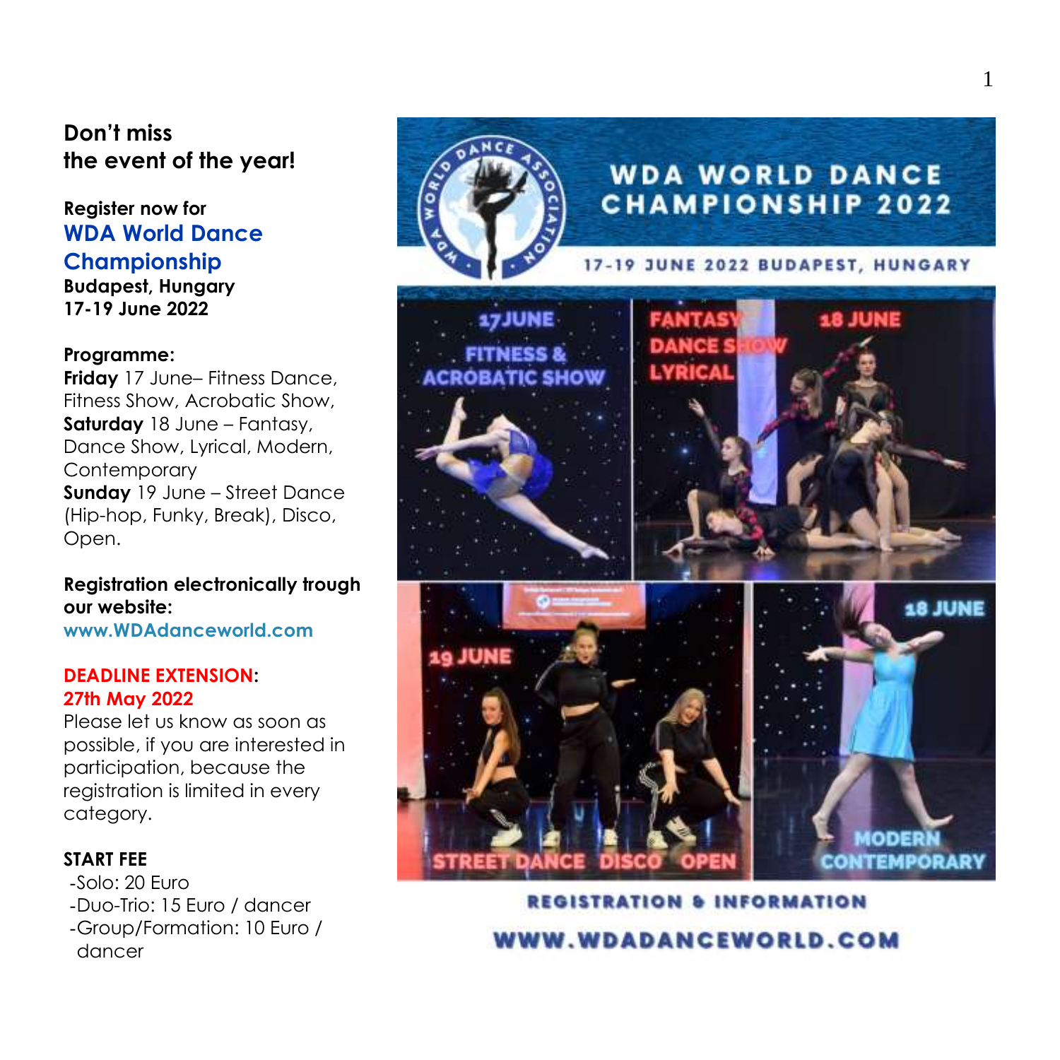**Don't miss the event of the year!**

**Register now for**
**WDA World Dance Championship**
**Budapest, Hungary**
**17-19 June 2022**

**Programme:**
**Friday** 17 June– Fitness Dance, Fitness Show, Acrobatic Show,
**Saturday** 18 June – Fantasy, Dance Show, Lyrical, Modern, Contemporary
**Sunday** 19 June – Street Dance (Hip-hop, Funky, Break), Disco, Open.

**Registration electronically trough our website:**
**www.WDAdanceworld.com**

**DEADLINE EXTENSION:**
**27th May 2022**
Please let us know as soon as possible, if you are interested in participation, because the registration is limited in every category.

**START FEE**
- Solo: 20 Euro
- Duo-Trio: 15 Euro / dancer
- Group/Formation: 10 Euro / dancer

WDA WORLD DANCE CHAMPIONSHIP 2022

17-19 JUNE 2022 BUDAPEST, HUNGARY

REGISTRATION & INFORMATION

WWW.WDADANCEWORLD.COM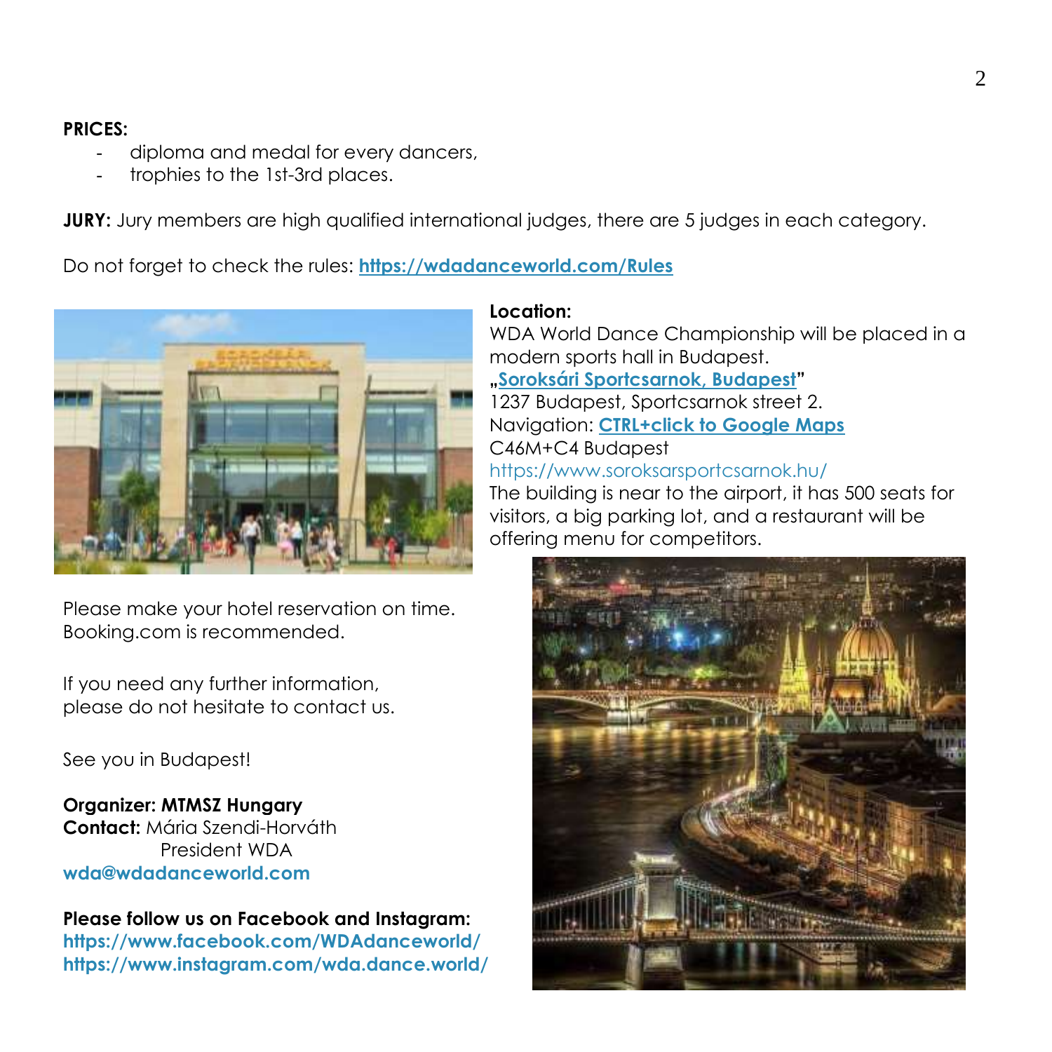**PRICES:**

- diploma and medal for every dancers,
- trophies to the 1st-3rd places.

**JURY:** Jury members are high qualified international judges, there are 5 judges in each category.

Do not forget to check the rules: **https://wdadanceworld.com/Rules**

**Location:**

WDA World Dance Championship will be placed in a modern sports hall in Budapest.

„**Soroksári Sportcsarnok, Budapest**"

1237 Budapest, Sportcsarnok street 2.

Navigation: **CTRL+click to Google Maps**

C46M+C4 Budapest

https://www.soroksarsportcsarnok.hu/

The building is near to the airport, it has 500 seats for visitors, a big parking lot, and a restaurant will be offering menu for competitors.

Please make your hotel reservation on time. Booking.com is recommended.

If you need any further information, please do not hesitate to contact us.

See you in Budapest!

**Organizer: MTMSZ Hungary**

**Contact:** Mária Szendi-Horváth
President WDA

**wda@wdadanceworld.com**

**Please follow us on Facebook and Instagram:**

**https://www.facebook.com/WDAdanceworld/**

**https://www.instagram.com/wda.dance.world/**